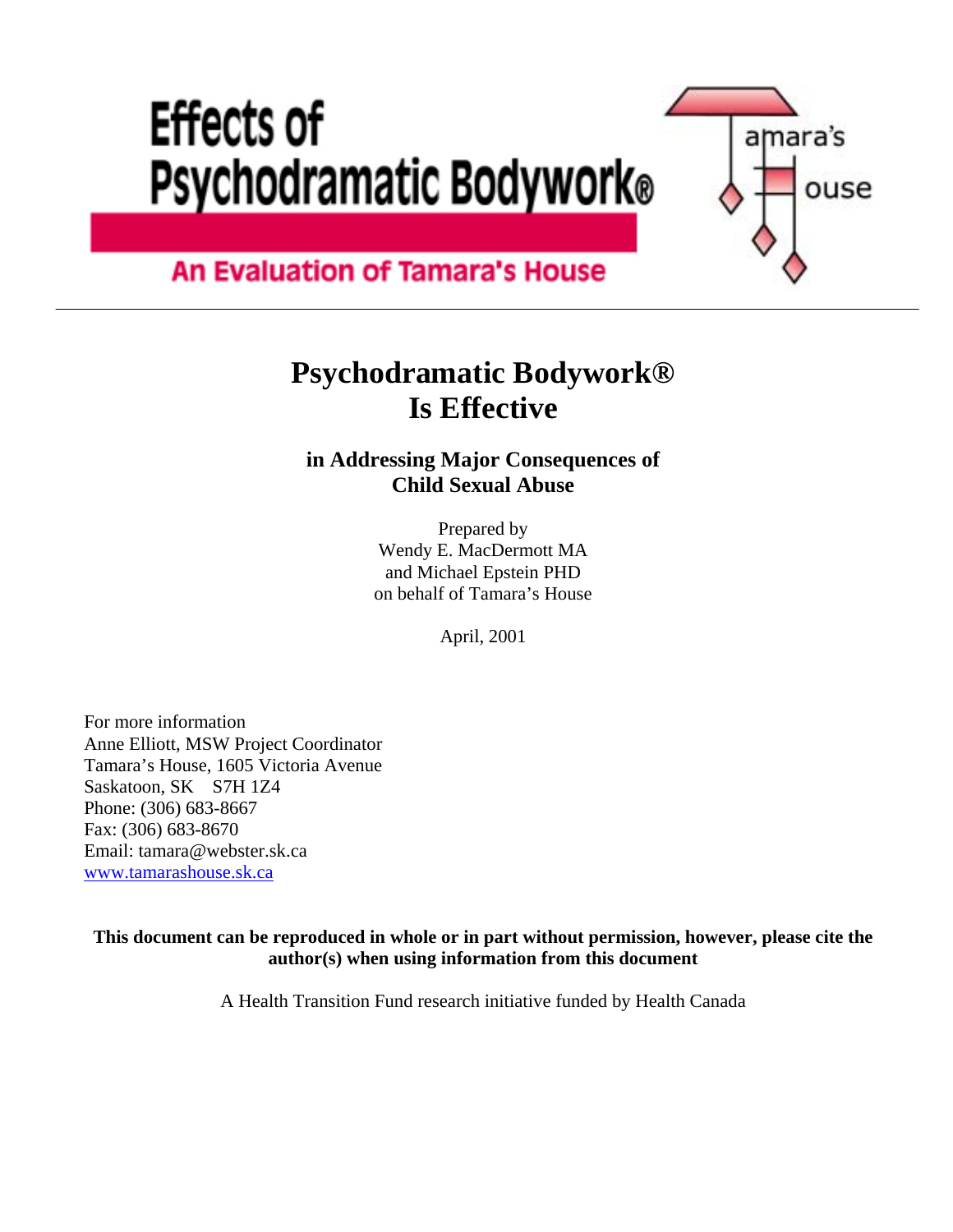# Effects of Psychodramatic Bodywork®

## An Evaluation of Tamara's House

Tamara's House

---

# Psychodramatic Bodywork® Is Effective

### in Addressing Major Consequences of Child Sexual Abuse

Prepared by
Wendy E. MacDermott MA
and Michael Epstein PHD
on behalf of Tamara's House

April, 2001

For more information
Anne Elliott, MSW Project Coordinator
Tamara's House, 1605 Victoria Avenue
Saskatoon, SK S7H 1Z4
Phone: (306) 683-8667
Fax: (306) 683-8670
Email: tamara@webster.sk.ca
www.tamarashouse.sk.ca

**This document can be reproduced in whole or in part without permission, however, please cite the author(s) when using information from this document**

A Health Transition Fund research initiative funded by Health Canada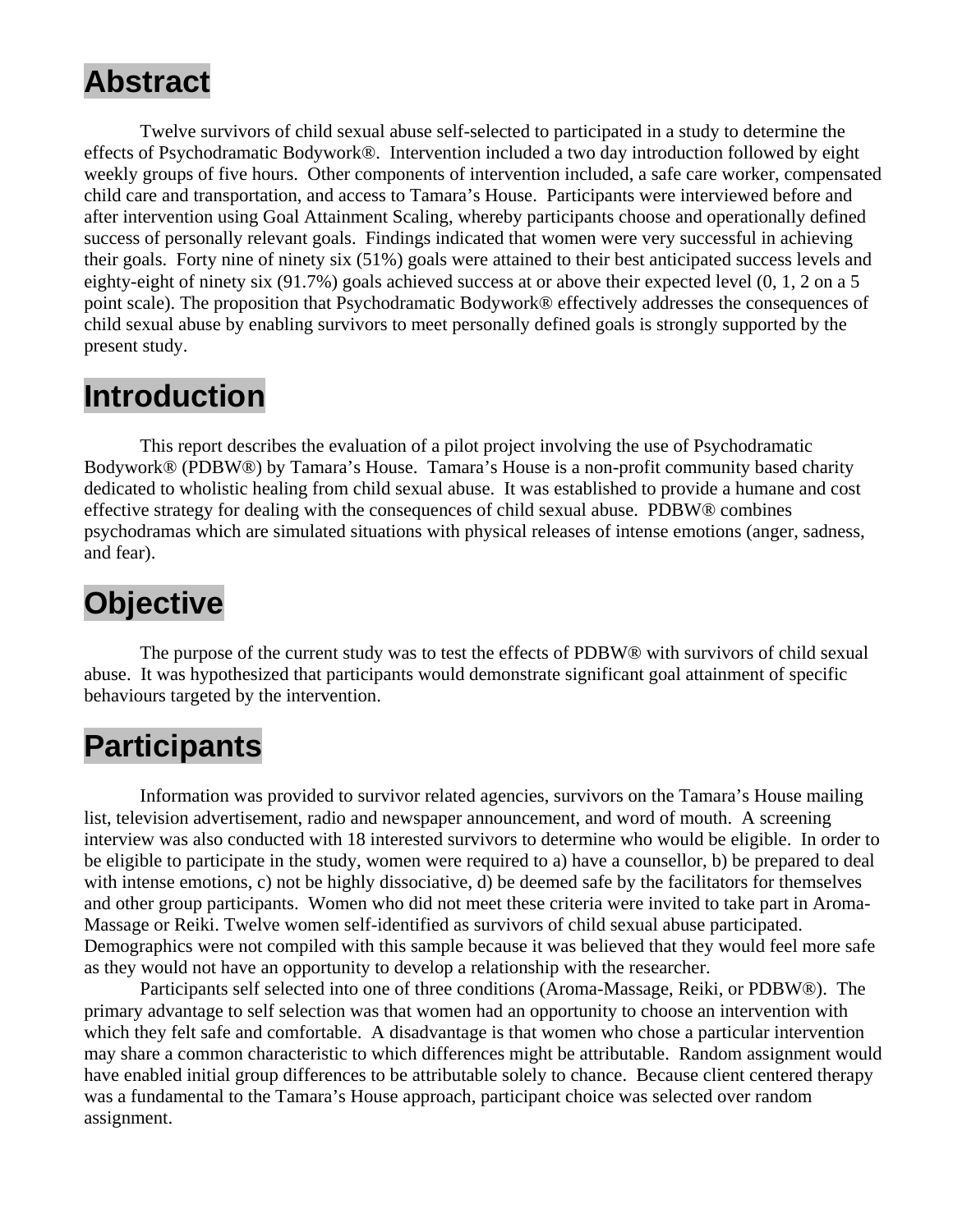# Abstract

Twelve survivors of child sexual abuse self-selected to participated in a study to determine the effects of Psychodramatic Bodywork®. Intervention included a two day introduction followed by eight weekly groups of five hours. Other components of intervention included, a safe care worker, compensated child care and transportation, and access to Tamara's House. Participants were interviewed before and after intervention using Goal Attainment Scaling, whereby participants choose and operationally defined success of personally relevant goals. Findings indicated that women were very successful in achieving their goals. Forty nine of ninety six (51%) goals were attained to their best anticipated success levels and eighty-eight of ninety six (91.7%) goals achieved success at or above their expected level (0, 1, 2 on a 5 point scale). The proposition that Psychodramatic Bodywork® effectively addresses the consequences of child sexual abuse by enabling survivors to meet personally defined goals is strongly supported by the present study.

# Introduction

This report describes the evaluation of a pilot project involving the use of Psychodramatic Bodywork® (PDBW®) by Tamara's House. Tamara's House is a non-profit community based charity dedicated to wholistic healing from child sexual abuse. It was established to provide a humane and cost effective strategy for dealing with the consequences of child sexual abuse. PDBW® combines psychodramas which are simulated situations with physical releases of intense emotions (anger, sadness, and fear).

# Objective

The purpose of the current study was to test the effects of PDBW® with survivors of child sexual abuse. It was hypothesized that participants would demonstrate significant goal attainment of specific behaviours targeted by the intervention.

# Participants

Information was provided to survivor related agencies, survivors on the Tamara's House mailing list, television advertisement, radio and newspaper announcement, and word of mouth. A screening interview was also conducted with 18 interested survivors to determine who would be eligible. In order to be eligible to participate in the study, women were required to a) have a counsellor, b) be prepared to deal with intense emotions, c) not be highly dissociative, d) be deemed safe by the facilitators for themselves and other group participants. Women who did not meet these criteria were invited to take part in Aroma-Massage or Reiki. Twelve women self-identified as survivors of child sexual abuse participated. Demographics were not compiled with this sample because it was believed that they would feel more safe as they would not have an opportunity to develop a relationship with the researcher.

Participants self selected into one of three conditions (Aroma-Massage, Reiki, or PDBW®). The primary advantage to self selection was that women had an opportunity to choose an intervention with which they felt safe and comfortable. A disadvantage is that women who chose a particular intervention may share a common characteristic to which differences might be attributable. Random assignment would have enabled initial group differences to be attributable solely to chance. Because client centered therapy was a fundamental to the Tamara's House approach, participant choice was selected over random assignment.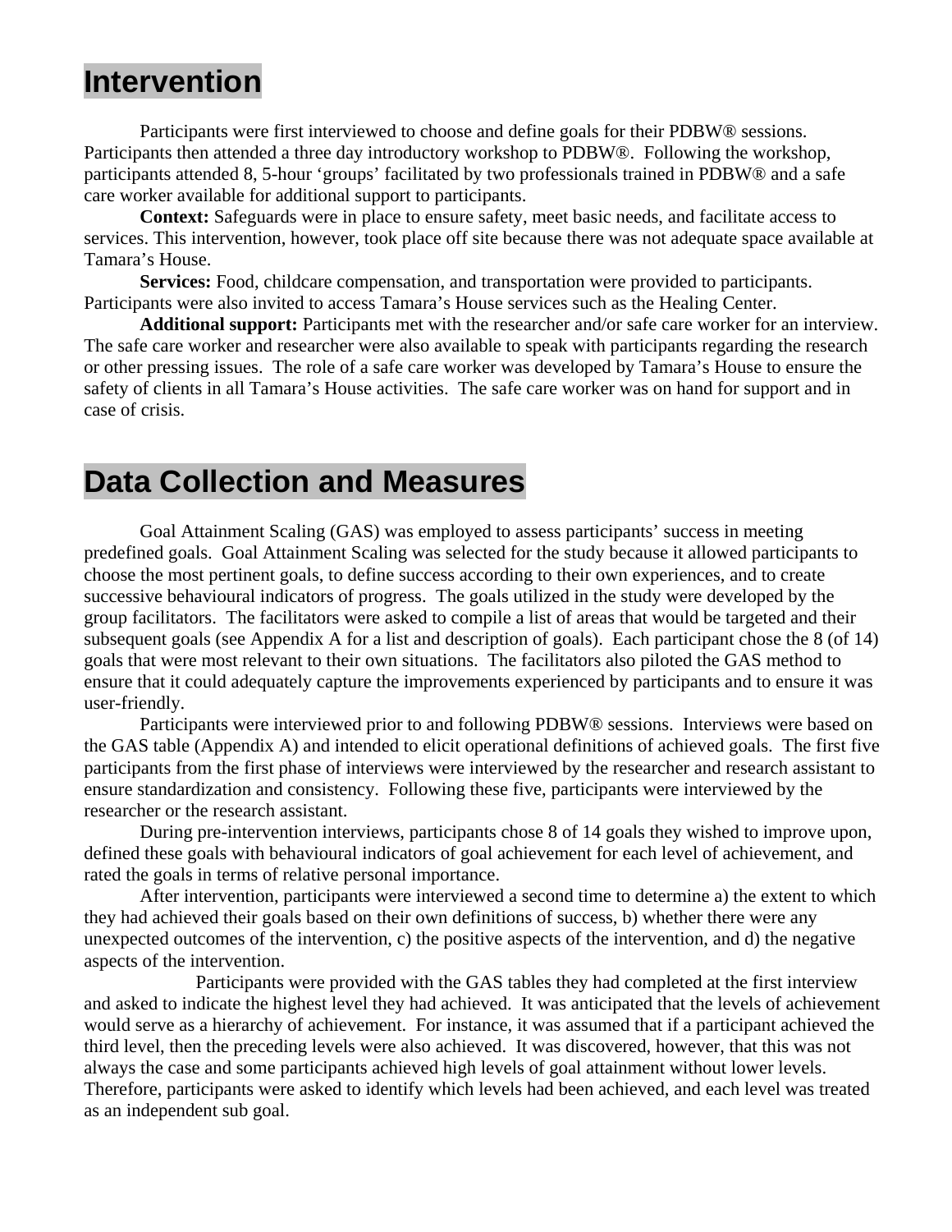## Intervention

Participants were first interviewed to choose and define goals for their PDBW® sessions. Participants then attended a three day introductory workshop to PDBW®. Following the workshop, participants attended 8, 5-hour 'groups' facilitated by two professionals trained in PDBW® and a safe care worker available for additional support to participants.

**Context:** Safeguards were in place to ensure safety, meet basic needs, and facilitate access to services. This intervention, however, took place off site because there was not adequate space available at Tamara's House.

**Services:** Food, childcare compensation, and transportation were provided to participants. Participants were also invited to access Tamara's House services such as the Healing Center.

**Additional support:** Participants met with the researcher and/or safe care worker for an interview. The safe care worker and researcher were also available to speak with participants regarding the research or other pressing issues. The role of a safe care worker was developed by Tamara's House to ensure the safety of clients in all Tamara's House activities. The safe care worker was on hand for support and in case of crisis.

## Data Collection and Measures

Goal Attainment Scaling (GAS) was employed to assess participants' success in meeting predefined goals. Goal Attainment Scaling was selected for the study because it allowed participants to choose the most pertinent goals, to define success according to their own experiences, and to create successive behavioural indicators of progress. The goals utilized in the study were developed by the group facilitators. The facilitators were asked to compile a list of areas that would be targeted and their subsequent goals (see Appendix A for a list and description of goals). Each participant chose the 8 (of 14) goals that were most relevant to their own situations. The facilitators also piloted the GAS method to ensure that it could adequately capture the improvements experienced by participants and to ensure it was user-friendly.

Participants were interviewed prior to and following PDBW® sessions. Interviews were based on the GAS table (Appendix A) and intended to elicit operational definitions of achieved goals. The first five participants from the first phase of interviews were interviewed by the researcher and research assistant to ensure standardization and consistency. Following these five, participants were interviewed by the researcher or the research assistant.

During pre-intervention interviews, participants chose 8 of 14 goals they wished to improve upon, defined these goals with behavioural indicators of goal achievement for each level of achievement, and rated the goals in terms of relative personal importance.

After intervention, participants were interviewed a second time to determine a) the extent to which they had achieved their goals based on their own definitions of success, b) whether there were any unexpected outcomes of the intervention, c) the positive aspects of the intervention, and d) the negative aspects of the intervention.

Participants were provided with the GAS tables they had completed at the first interview and asked to indicate the highest level they had achieved. It was anticipated that the levels of achievement would serve as a hierarchy of achievement. For instance, it was assumed that if a participant achieved the third level, then the preceding levels were also achieved. It was discovered, however, that this was not always the case and some participants achieved high levels of goal attainment without lower levels. Therefore, participants were asked to identify which levels had been achieved, and each level was treated as an independent sub goal.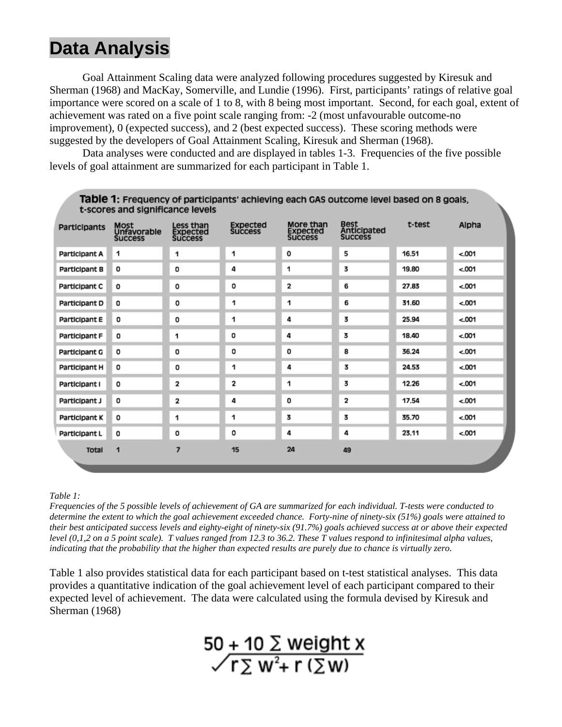# Data Analysis

Goal Attainment Scaling data were analyzed following procedures suggested by Kiresuk and Sherman (1968) and MacKay, Somerville, and Lundie (1996). First, participants' ratings of relative goal importance were scored on a scale of 1 to 8, with 8 being most important. Second, for each goal, extent of achievement was rated on a five point scale ranging from: -2 (most unfavourable outcome-no improvement), 0 (expected success), and 2 (best expected success). These scoring methods were suggested by the developers of Goal Attainment Scaling, Kiresuk and Sherman (1968).

Data analyses were conducted and are displayed in tables 1-3. Frequencies of the five possible levels of goal attainment are summarized for each participant in Table 1.

**Table 1:** Frequency of participants' achieving each GAS outcome level based on 8 goals, t-scores and significance levels

| Participants | Most Unfavorable Success | Less than Expected Success | Expected Success | More than Expected Success | Best Anticipated Success | t-test | Alpha |
|---|---|---|---|---|---|---|---|
| Participant A | 1 | 1 | 1 | 0 | 5 | 16.51 | <.001 |
| Participant B | 0 | 0 | 4 | 1 | 3 | 19.80 | <.001 |
| Participant C | 0 | 0 | 0 | 2 | 6 | 27.83 | <.001 |
| Participant D | 0 | 0 | 1 | 1 | 6 | 31.60 | <.001 |
| Participant E | 0 | 0 | 1 | 4 | 3 | 25.94 | <.001 |
| Participant F | 0 | 1 | 0 | 4 | 3 | 18.40 | <.001 |
| Participant G | 0 | 0 | 0 | 0 | 8 | 36.24 | <.001 |
| Participant H | 0 | 0 | 1 | 4 | 3 | 24.53 | <.001 |
| Participant I | 0 | 2 | 2 | 1 | 3 | 12.26 | <.001 |
| Participant J | 0 | 2 | 4 | 0 | 2 | 17.54 | <.001 |
| Participant K | 0 | 1 | 1 | 3 | 3 | 35.70 | <.001 |
| Participant L | 0 | 0 | 0 | 4 | 4 | 23.11 | <.001 |
| Total | 1 | 7 | 15 | 24 | 49 | | |

*Table 1:*
***Frequencies of the 5 possible levels of achievement of GA are summarized for each individual. T-tests were conducted to determine the extent to which the goal achievement exceeded chance. Forty-nine of ninety-six (51%) goals were attained to their best anticipated success levels and eighty-eight of ninety-six (91.7%) goals achieved success at or above their expected level (0,1,2 on a 5 point scale). T values ranged from 12.3 to 36.2. These T values respond to infinitesimal alpha values, indicating that the probability that the higher than expected results are purely due to chance is virtually zero.***

Table 1 also provides statistical data for each participant based on t-test statistical analyses. This data provides a quantitative indication of the goal achievement level of each participant compared to their expected level of achievement. The data were calculated using the formula devised by Kiresuk and Sherman (1968)

$$50 + \frac{10 \sum \text{weight } x}{\sqrt{r \sum w^2 + r \left(\sum w\right)}}$$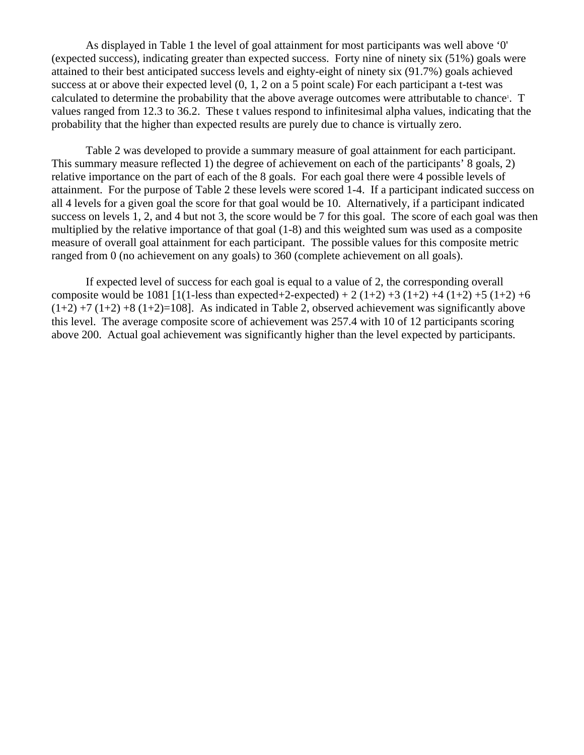As displayed in Table 1 the level of goal attainment for most participants was well above '0' (expected success), indicating greater than expected success. Forty nine of ninety six (51%) goals were attained to their best anticipated success levels and eighty-eight of ninety six (91.7%) goals achieved success at or above their expected level (0, 1, 2 on a 5 point scale) For each participant a t-test was calculated to determine the probability that the above average outcomes were attributable to chance[1]. T values ranged from 12.3 to 36.2. These t values respond to infinitesimal alpha values, indicating that the probability that the higher than expected results are purely due to chance is virtually zero.

Table 2 was developed to provide a summary measure of goal attainment for each participant. This summary measure reflected 1) the degree of achievement on each of the participants' 8 goals, 2) relative importance on the part of each of the 8 goals. For each goal there were 4 possible levels of attainment. For the purpose of Table 2 these levels were scored 1-4. If a participant indicated success on all 4 levels for a given goal the score for that goal would be 10. Alternatively, if a participant indicated success on levels 1, 2, and 4 but not 3, the score would be 7 for this goal. The score of each goal was then multiplied by the relative importance of that goal (1-8) and this weighted sum was used as a composite measure of overall goal attainment for each participant. The possible values for this composite metric ranged from 0 (no achievement on any goals) to 360 (complete achievement on all goals).

If expected level of success for each goal is equal to a value of 2, the corresponding overall composite would be 1081 [1(1-less than expected+2-expected) + 2 (1+2) +3 (1+2) +4 (1+2) +5 (1+2) +6 (1+2) +7 (1+2) +8 (1+2)=108]. As indicated in Table 2, observed achievement was significantly above this level. The average composite score of achievement was 257.4 with 10 of 12 participants scoring above 200. Actual goal achievement was significantly higher than the level expected by participants.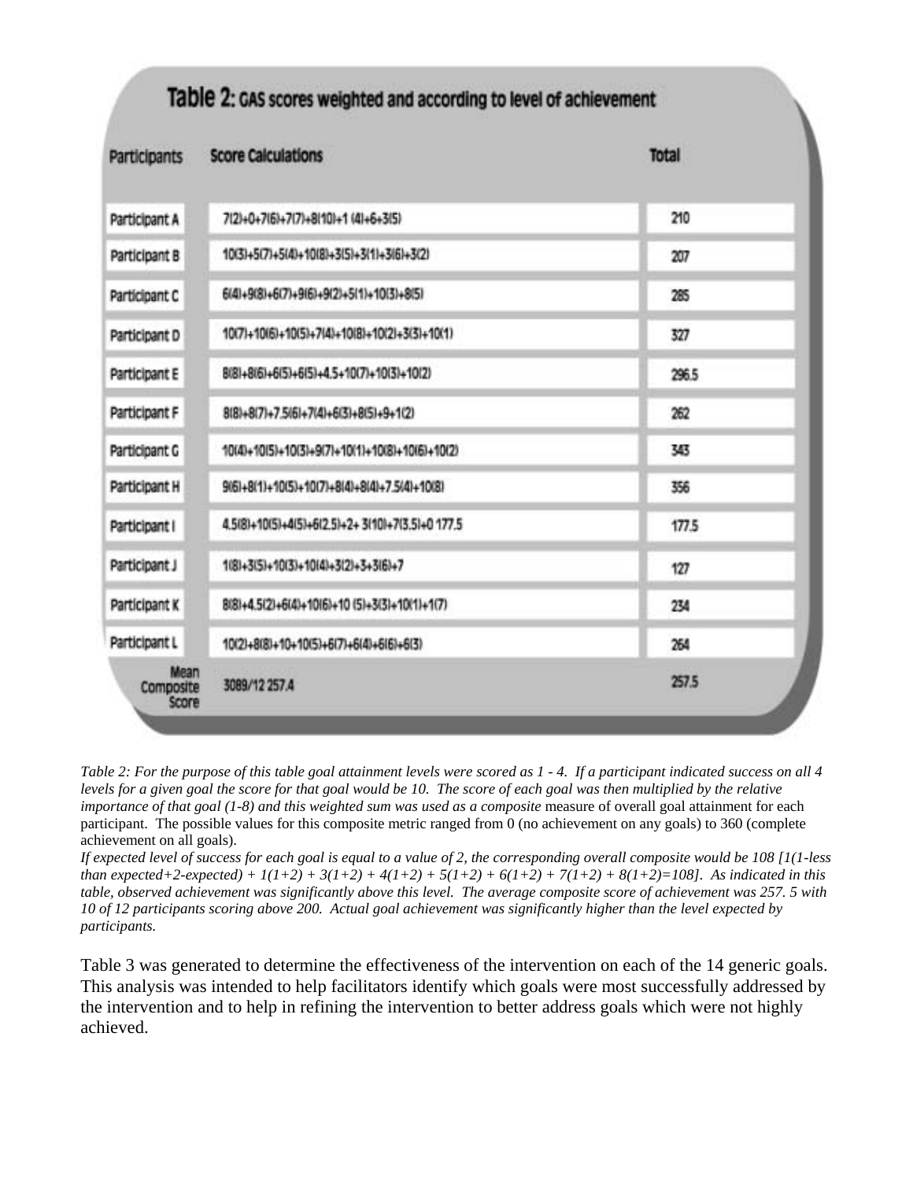**Table 2:** GAS scores weighted and according to level of achievement

| Participants | Score Calculations | Total |
|---|---|---|
| Participant A | 7(2)+0+7(6)+7(7)+8(10)+1 (4)+6+3(5) | 210 |
| Participant B | 10(3)+5(7)+5(4)+10(8)+3(5)+3(1)+3(6)+3(2) | 207 |
| Participant C | 6(4)+9(8)+6(7)+9(6)+9(2)+5(1)+10(3)+8(5) | 285 |
| Participant D | 10(7)+10(6)+10(5)+7(4)+10(8)+10(2)+3(3)+10(1) | 327 |
| Participant E | 8(8)+8(6)+6(5)+6(5)+4.5+10(7)+10(3)+10(2) | 296.5 |
| Participant F | 8(8)+8(7)+7.5(6)+7(4)+6(3)+8(5)+9+1(2) | 262 |
| Participant G | 10(4)+10(5)+10(3)+9(7)+10(1)+10(8)+10(6)+10(2) | 343 |
| Participant H | 9(6)+8(1)+10(5)+10(7)+8(4)+8(4)+7.5(4)+10(8) | 356 |
| Participant I | 4.5(8)+10(5)+4(5)+6(2.5)+2+ 3(10)+7(3.5)+0 177.5 | 177.5 |
| Participant J | 1(8)+3(5)+10(3)+10(4)+3(2)+3+3(6)+7 | 127 |
| Participant K | 8(8)+4.5(2)+6(4)+10(6)+10 (5)+3(3)+10(1)+1(7) | 234 |
| Participant L | 10(2)+8(8)+10+10(5)+6(7)+6(4)+6(6)+6(3) | 264 |
| Mean Composite Score | 3089/12 257.4 | 257.5 |

*Table 2: For the purpose of this table goal attainment levels were scored as 1 - 4. If a participant indicated success on all 4 levels for a given goal the score for that goal would be 10. The score of each goal was then multiplied by the relative importance of that goal (1-8) and this weighted sum was used as a composite* measure of overall goal attainment for each participant. The possible values for this composite metric ranged from 0 (no achievement on any goals) to 360 (complete achievement on all goals).

*If expected level of success for each goal is equal to a value of 2, the corresponding overall composite would be 108 [1(1-less than expected+2-expected) + 1(1+2) + 3(1+2) + 4(1+2) + 5(1+2) + 6(1+2) + 7(1+2) + 8(1+2)=108]. As indicated in this table, observed achievement was significantly above this level. The average composite score of achievement was 257. 5 with 10 of 12 participants scoring above 200. Actual goal achievement was significantly higher than the level expected by participants.*

Table 3 was generated to determine the effectiveness of the intervention on each of the 14 generic goals. This analysis was intended to help facilitators identify which goals were most successfully addressed by the intervention and to help in refining the intervention to better address goals which were not highly achieved.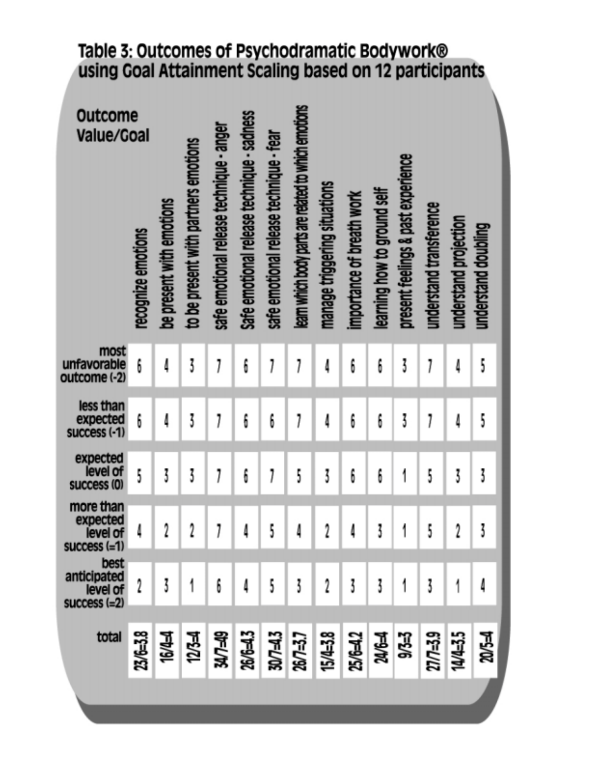## Table 3: Outcomes of Psychodramatic Bodywork® using Goal Attainment Scaling based on 12 participants

| Outcome Value/Goal | recognize emotions | be present with emotions | to be present with partners emotions | safe emotional release technique - anger | Safe emotional release technique - sadness | safe emotional release technique - fear | learn which body parts are related to which emotions | manage triggering situations | importance of breath work | learning how to ground self | present feelings & past experience | understand transference | understand projection | understand doubling |
|---|---|---|---|---|---|---|---|---|---|---|---|---|---|---|
| most unfavorable outcome (-2) | 6 | 4 | 3 | 7 | 6 | 7 | 7 | 4 | 6 | 6 | 3 | 7 | 4 | 5 |
| less than expected success (-1) | 6 | 4 | 3 | 7 | 6 | 6 | 7 | 4 | 6 | 6 | 3 | 7 | 4 | 5 |
| expected level of success (0) | 5 | 3 | 3 | 7 | 6 | 7 | 5 | 3 | 6 | 6 | 1 | 5 | 3 | 3 |
| more than expected level of success (=1) | 4 | 2 | 2 | 7 | 4 | 5 | 4 | 2 | 4 | 3 | 1 | 5 | 2 | 3 |
| best anticipated level of success (=2) | 2 | 3 | 1 | 6 | 4 | 5 | 3 | 2 | 3 | 3 | 1 | 3 | 1 | 4 |
| total | 23/6=3.8 | 16/4=4 | 12/3=4 | 34/7=49 | 26/6=4.3 | 30/7=4.3 | 26/7=3.7 | 15/4=3.8 | 25/6=4.2 | 24/6=4 | 9/3=3 | 27/7=3.9 | 14/4=3.5 | 20/5=4 |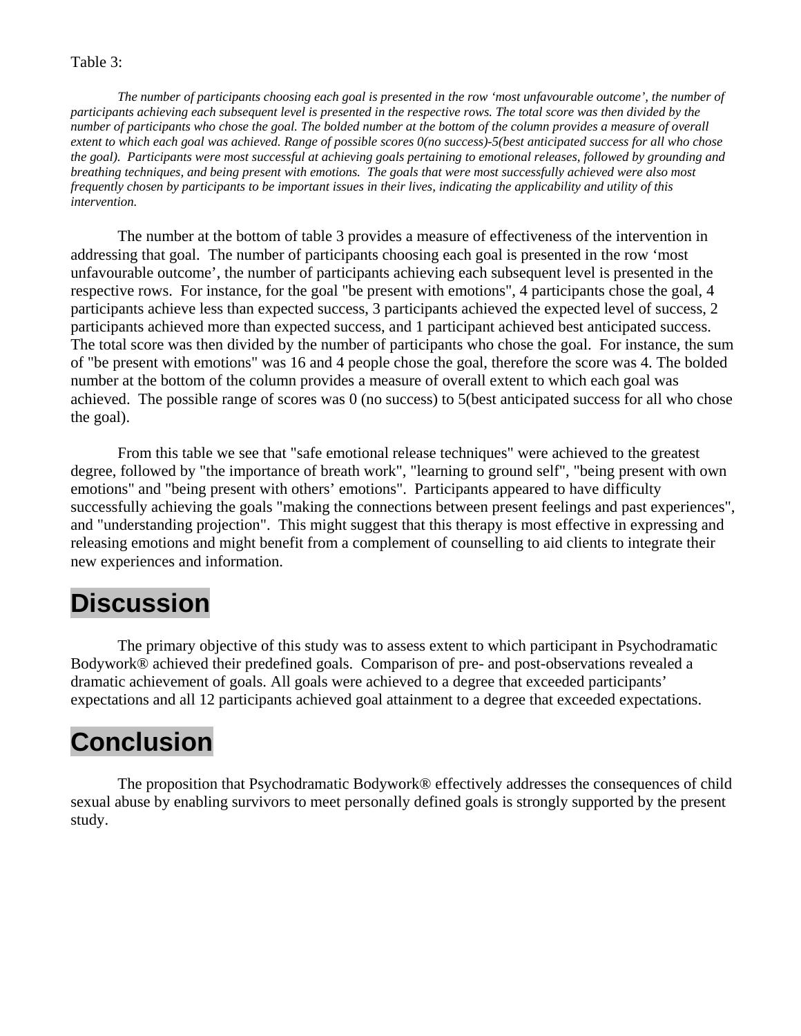Table 3:

*The number of participants choosing each goal is presented in the row 'most unfavourable outcome', the number of participants achieving each subsequent level is presented in the respective rows. The total score was then divided by the number of participants who chose the goal. The bolded number at the bottom of the column provides a measure of overall extent to which each goal was achieved. Range of possible scores 0(no success)-5(best anticipated success for all who chose the goal). Participants were most successful at achieving goals pertaining to emotional releases, followed by grounding and breathing techniques, and being present with emotions. The goals that were most successfully achieved were also most frequently chosen by participants to be important issues in their lives, indicating the applicability and utility of this intervention.*

The number at the bottom of table 3 provides a measure of effectiveness of the intervention in addressing that goal. The number of participants choosing each goal is presented in the row 'most unfavourable outcome', the number of participants achieving each subsequent level is presented in the respective rows. For instance, for the goal "be present with emotions", 4 participants chose the goal, 4 participants achieve less than expected success, 3 participants achieved the expected level of success, 2 participants achieved more than expected success, and 1 participant achieved best anticipated success. The total score was then divided by the number of participants who chose the goal. For instance, the sum of "be present with emotions" was 16 and 4 people chose the goal, therefore the score was 4. The bolded number at the bottom of the column provides a measure of overall extent to which each goal was achieved. The possible range of scores was 0 (no success) to 5(best anticipated success for all who chose the goal).

From this table we see that "safe emotional release techniques" were achieved to the greatest degree, followed by "the importance of breath work", "learning to ground self", "being present with own emotions" and "being present with others' emotions". Participants appeared to have difficulty successfully achieving the goals "making the connections between present feelings and past experiences", and "understanding projection". This might suggest that this therapy is most effective in expressing and releasing emotions and might benefit from a complement of counselling to aid clients to integrate their new experiences and information.

# Discussion

The primary objective of this study was to assess extent to which participant in Psychodramatic Bodywork® achieved their predefined goals. Comparison of pre- and post-observations revealed a dramatic achievement of goals. All goals were achieved to a degree that exceeded participants' expectations and all 12 participants achieved goal attainment to a degree that exceeded expectations.

# Conclusion

The proposition that Psychodramatic Bodywork® effectively addresses the consequences of child sexual abuse by enabling survivors to meet personally defined goals is strongly supported by the present study.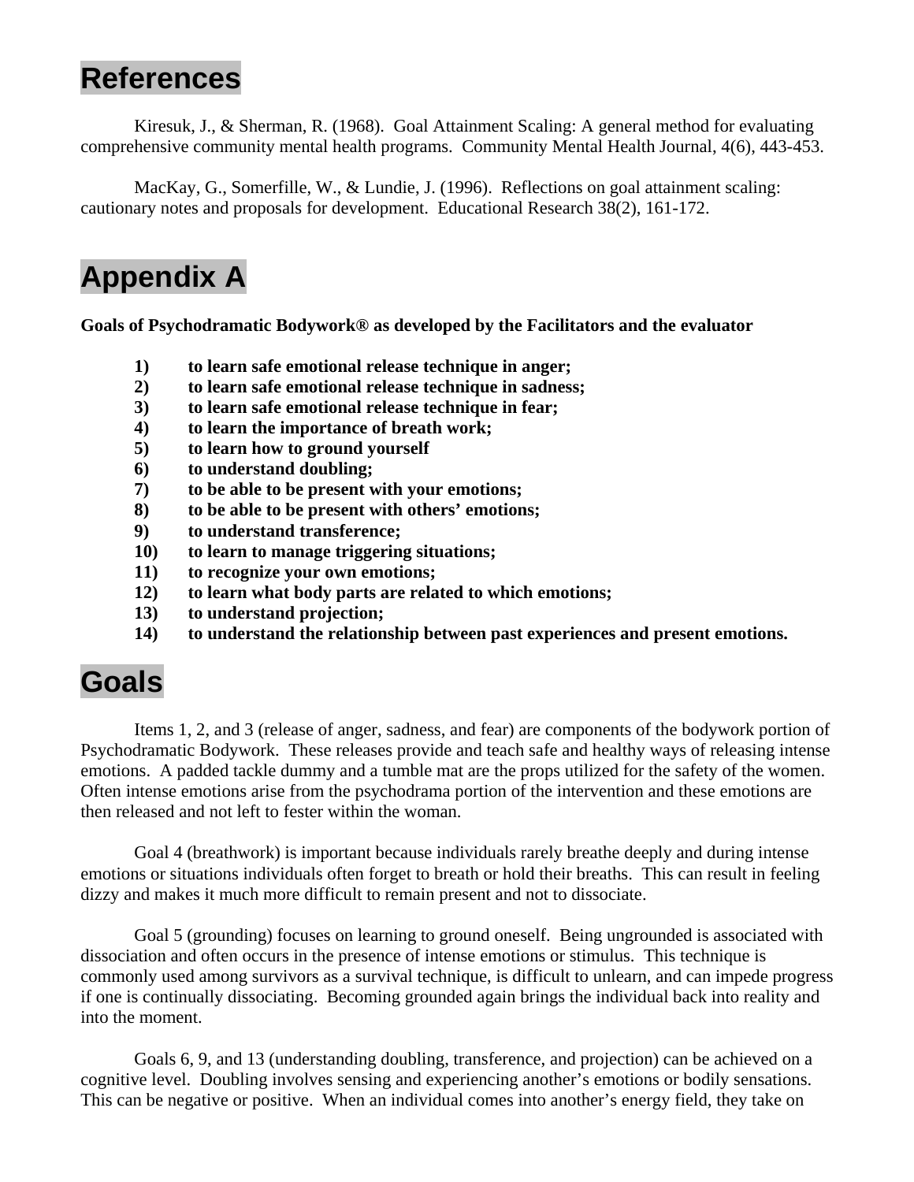# References

Kiresuk, J., & Sherman, R. (1968). Goal Attainment Scaling: A general method for evaluating comprehensive community mental health programs. Community Mental Health Journal, 4(6), 443-453.

MacKay, G., Somerfille, W., & Lundie, J. (1996). Reflections on goal attainment scaling: cautionary notes and proposals for development. Educational Research 38(2), 161-172.

# Appendix A

**Goals of Psychodramatic Bodywork® as developed by the Facilitators and the evaluator**

1) **to learn safe emotional release technique in anger;**
2) **to learn safe emotional release technique in sadness;**
3) **to learn safe emotional release technique in fear;**
4) **to learn the importance of breath work;**
5) **to learn how to ground yourself**
6) **to understand doubling;**
7) **to be able to be present with your emotions;**
8) **to be able to be present with others' emotions;**
9) **to understand transference;**
10) **to learn to manage triggering situations;**
11) **to recognize your own emotions;**
12) **to learn what body parts are related to which emotions;**
13) **to understand projection;**
14) **to understand the relationship between past experiences and present emotions.**

# Goals

Items 1, 2, and 3 (release of anger, sadness, and fear) are components of the bodywork portion of Psychodramatic Bodywork. These releases provide and teach safe and healthy ways of releasing intense emotions. A padded tackle dummy and a tumble mat are the props utilized for the safety of the women. Often intense emotions arise from the psychodrama portion of the intervention and these emotions are then released and not left to fester within the woman.

Goal 4 (breathwork) is important because individuals rarely breathe deeply and during intense emotions or situations individuals often forget to breath or hold their breaths. This can result in feeling dizzy and makes it much more difficult to remain present and not to dissociate.

Goal 5 (grounding) focuses on learning to ground oneself. Being ungrounded is associated with dissociation and often occurs in the presence of intense emotions or stimulus. This technique is commonly used among survivors as a survival technique, is difficult to unlearn, and can impede progress if one is continually dissociating. Becoming grounded again brings the individual back into reality and into the moment.

Goals 6, 9, and 13 (understanding doubling, transference, and projection) can be achieved on a cognitive level. Doubling involves sensing and experiencing another's emotions or bodily sensations. This can be negative or positive. When an individual comes into another's energy field, they take on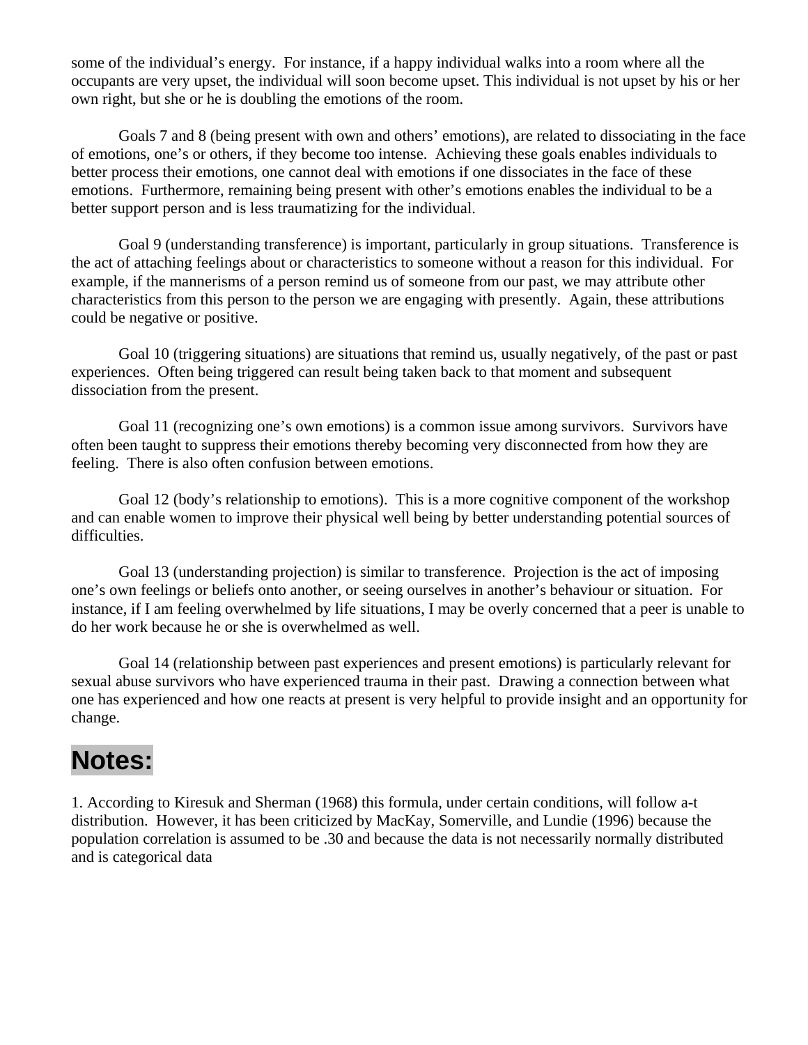some of the individual's energy. For instance, if a happy individual walks into a room where all the occupants are very upset, the individual will soon become upset. This individual is not upset by his or her own right, but she or he is doubling the emotions of the room.

Goals 7 and 8 (being present with own and others' emotions), are related to dissociating in the face of emotions, one's or others, if they become too intense. Achieving these goals enables individuals to better process their emotions, one cannot deal with emotions if one dissociates in the face of these emotions. Furthermore, remaining being present with other's emotions enables the individual to be a better support person and is less traumatizing for the individual.

Goal 9 (understanding transference) is important, particularly in group situations. Transference is the act of attaching feelings about or characteristics to someone without a reason for this individual. For example, if the mannerisms of a person remind us of someone from our past, we may attribute other characteristics from this person to the person we are engaging with presently. Again, these attributions could be negative or positive.

Goal 10 (triggering situations) are situations that remind us, usually negatively, of the past or past experiences. Often being triggered can result being taken back to that moment and subsequent dissociation from the present.

Goal 11 (recognizing one's own emotions) is a common issue among survivors. Survivors have often been taught to suppress their emotions thereby becoming very disconnected from how they are feeling. There is also often confusion between emotions.

Goal 12 (body's relationship to emotions). This is a more cognitive component of the workshop and can enable women to improve their physical well being by better understanding potential sources of difficulties.

Goal 13 (understanding projection) is similar to transference. Projection is the act of imposing one's own feelings or beliefs onto another, or seeing ourselves in another's behaviour or situation. For instance, if I am feeling overwhelmed by life situations, I may be overly concerned that a peer is unable to do her work because he or she is overwhelmed as well.

Goal 14 (relationship between past experiences and present emotions) is particularly relevant for sexual abuse survivors who have experienced trauma in their past. Drawing a connection between what one has experienced and how one reacts at present is very helpful to provide insight and an opportunity for change.

# Notes:

1. According to Kiresuk and Sherman (1968) this formula, under certain conditions, will follow a-t distribution. However, it has been criticized by MacKay, Somerville, and Lundie (1996) because the population correlation is assumed to be .30 and because the data is not necessarily normally distributed and is categorical data